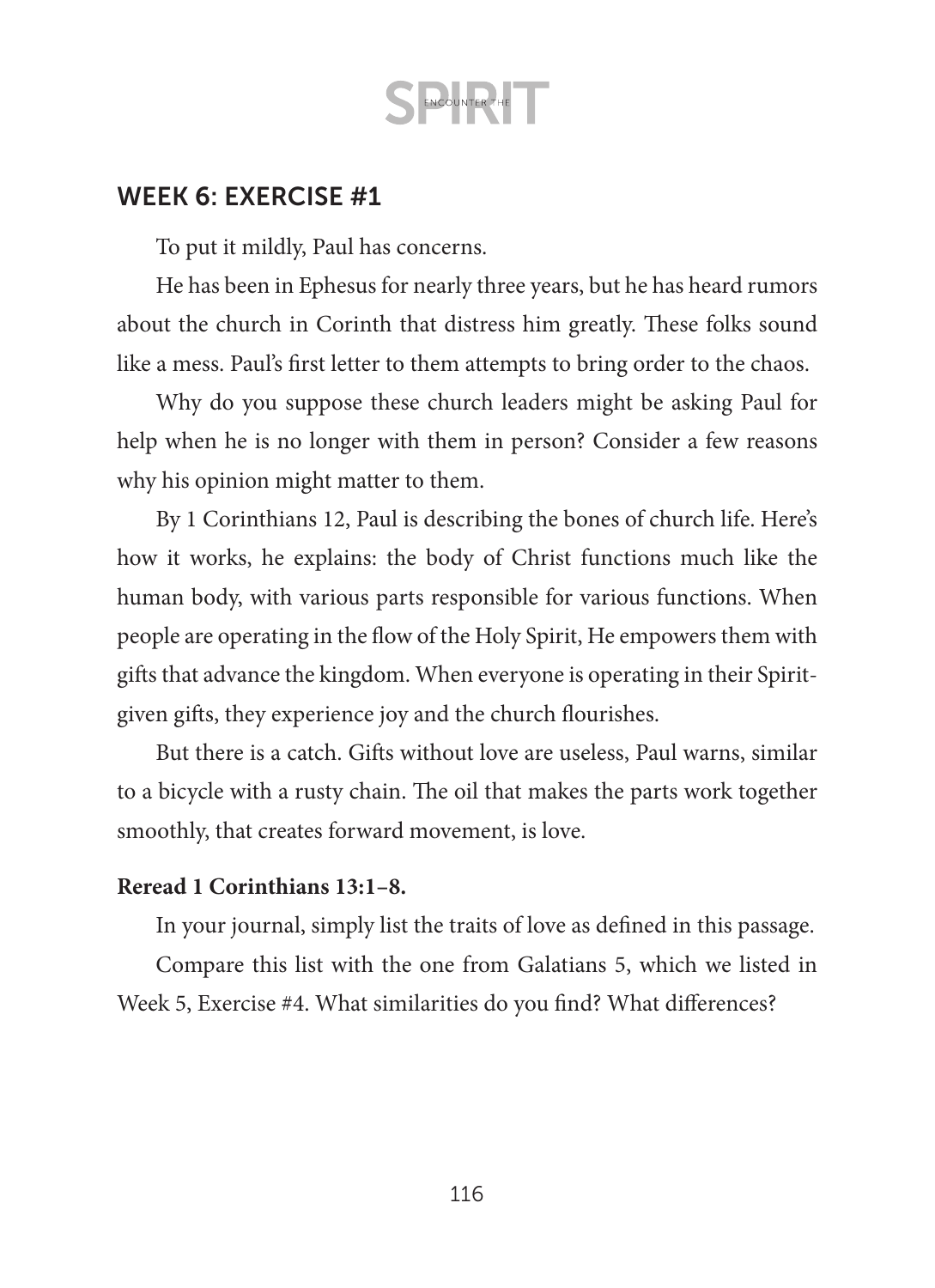## WEEK 6: EXERCISE #1

To put it mildly, Paul has concerns.

He has been in Ephesus for nearly three years, but he has heard rumors about the church in Corinth that distress him greatly. These folks sound like a mess. Paul's first letter to them attempts to bring order to the chaos.

Why do you suppose these church leaders might be asking Paul for help when he is no longer with them in person? Consider a few reasons why his opinion might matter to them.

By 1 Corinthians 12, Paul is describing the bones of church life. Here's how it works, he explains: the body of Christ functions much like the human body, with various parts responsible for various functions. When people are operating in the flow of the Holy Spirit, He empowers them with gifts that advance the kingdom. When everyone is operating in their Spirit-given gifts, they experience joy and the church flourishes.

But there is a catch. Gifts without love are useless, Paul warns, similar to a bicycle with a rusty chain. The oil that makes the parts work together smoothly, that creates forward movement, is love.

**Reread 1 Corinthians 13:1–8.**

In your journal, simply list the traits of love as defined in this passage.

Compare this list with the one from Galatians 5, which we listed in Week 5, Exercise #4. What similarities do you find? What differences?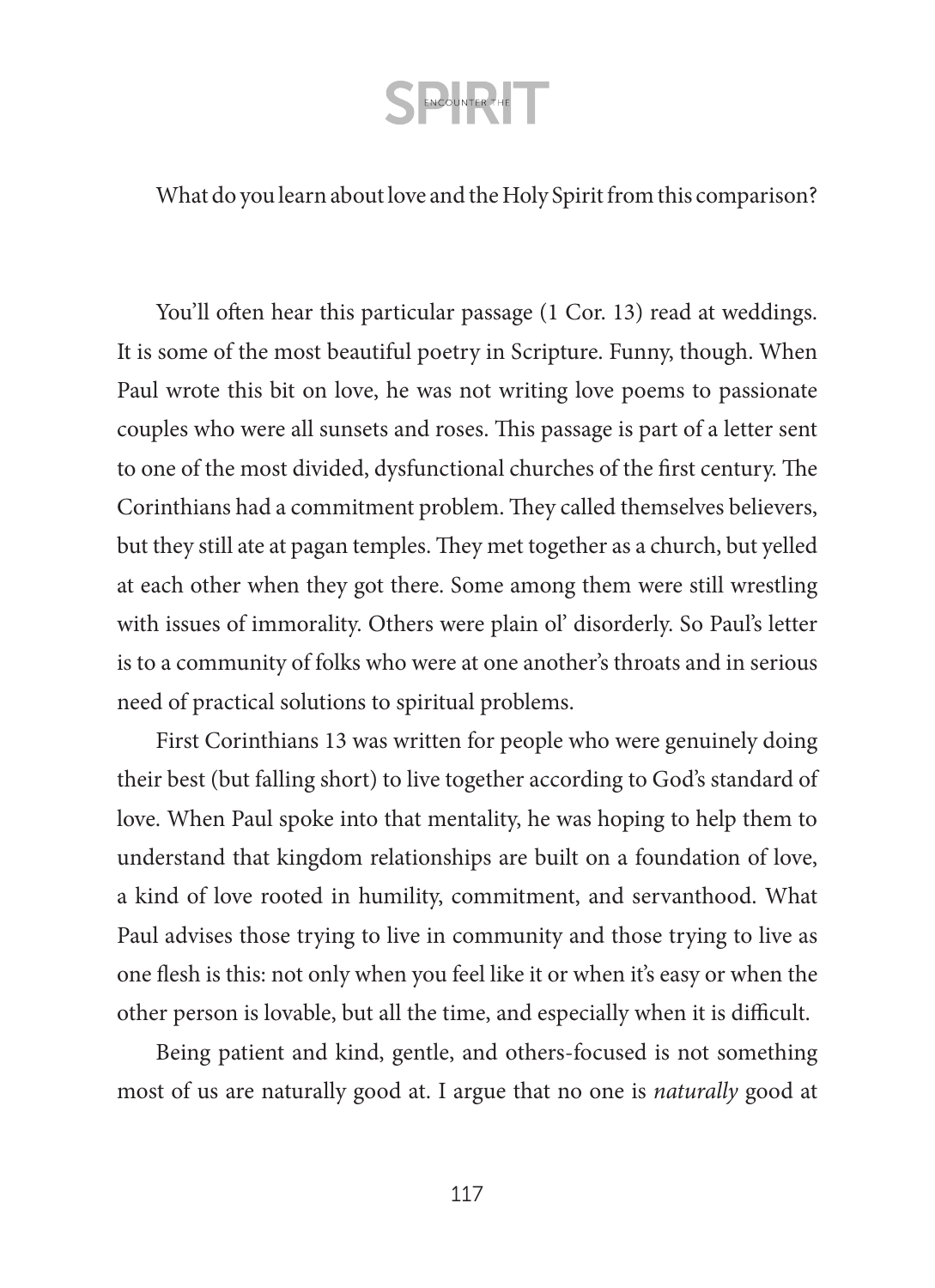What do you learn about love and the Holy Spirit from this comparison?

You'll often hear this particular passage (1 Cor. 13) read at weddings. It is some of the most beautiful poetry in Scripture. Funny, though. When Paul wrote this bit on love, he was not writing love poems to passionate couples who were all sunsets and roses. This passage is part of a letter sent to one of the most divided, dysfunctional churches of the first century. The Corinthians had a commitment problem. They called themselves believers, but they still ate at pagan temples. They met together as a church, but yelled at each other when they got there. Some among them were still wrestling with issues of immorality. Others were plain ol' disorderly. So Paul's letter is to a community of folks who were at one another's throats and in serious need of practical solutions to spiritual problems.

First Corinthians 13 was written for people who were genuinely doing their best (but falling short) to live together according to God's standard of love. When Paul spoke into that mentality, he was hoping to help them to understand that kingdom relationships are built on a foundation of love, a kind of love rooted in humility, commitment, and servanthood. What Paul advises those trying to live in community and those trying to live as one flesh is this: not only when you feel like it or when it's easy or when the other person is lovable, but all the time, and especially when it is difficult.

Being patient and kind, gentle, and others-focused is not something most of us are naturally good at. I argue that no one is *naturally* good at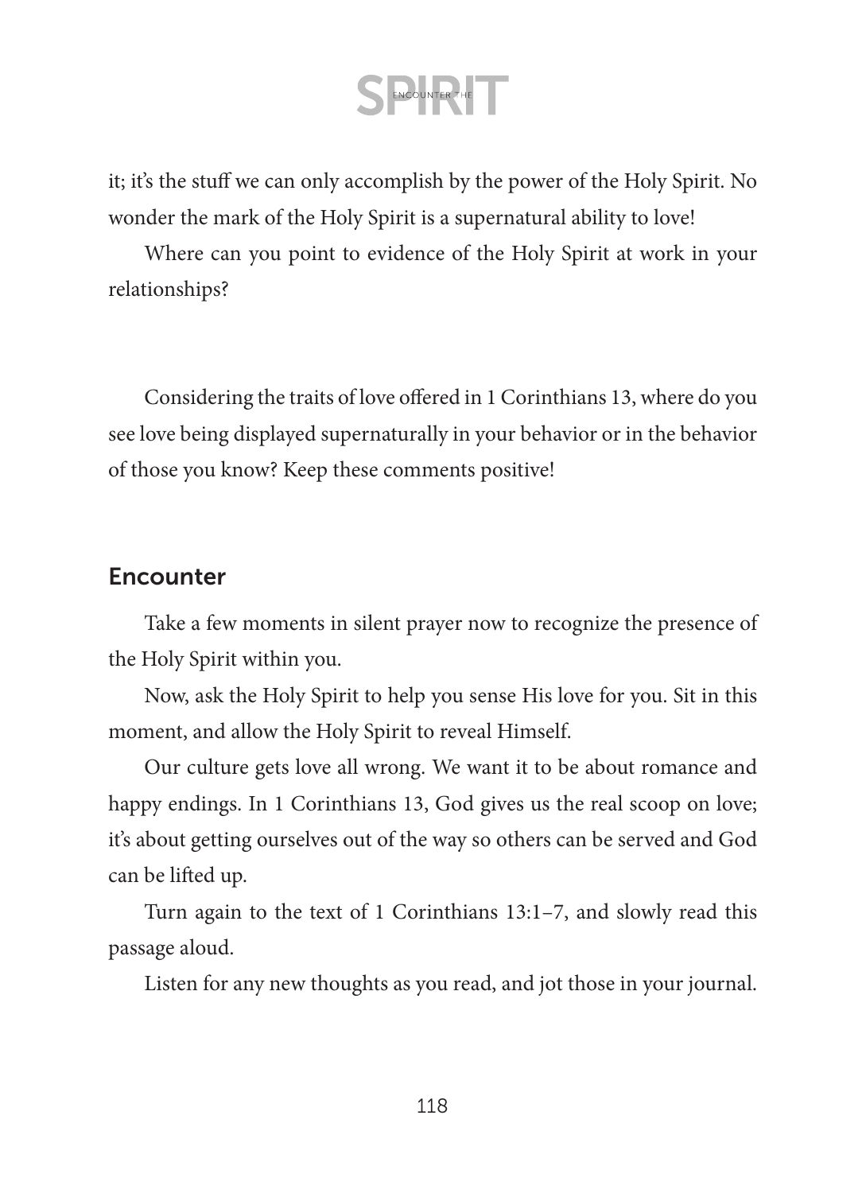it; it's the stuff we can only accomplish by the power of the Holy Spirit. No wonder the mark of the Holy Spirit is a supernatural ability to love!

Where can you point to evidence of the Holy Spirit at work in your relationships?

Considering the traits of love offered in 1 Corinthians 13, where do you see love being displayed supernaturally in your behavior or in the behavior of those you know? Keep these comments positive!

## Encounter

Take a few moments in silent prayer now to recognize the presence of the Holy Spirit within you.

Now, ask the Holy Spirit to help you sense His love for you. Sit in this moment, and allow the Holy Spirit to reveal Himself.

Our culture gets love all wrong. We want it to be about romance and happy endings. In 1 Corinthians 13, God gives us the real scoop on love; it's about getting ourselves out of the way so others can be served and God can be lifted up.

Turn again to the text of 1 Corinthians 13:1–7, and slowly read this passage aloud.

Listen for any new thoughts as you read, and jot those in your journal.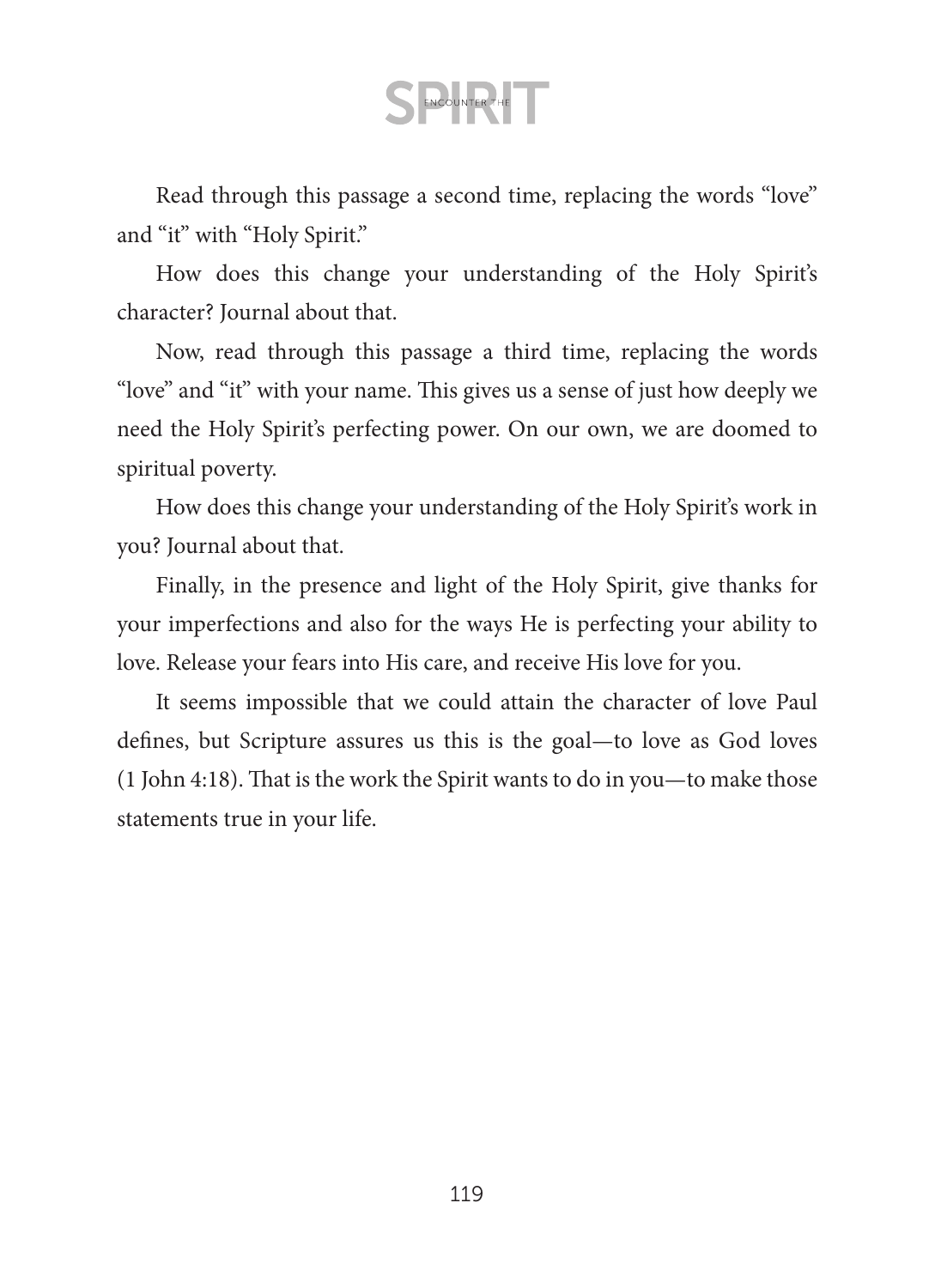Read through this passage a second time, replacing the words "love" and "it" with "Holy Spirit."

How does this change your understanding of the Holy Spirit's character? Journal about that.

Now, read through this passage a third time, replacing the words "love" and "it" with your name. This gives us a sense of just how deeply we need the Holy Spirit's perfecting power. On our own, we are doomed to spiritual poverty.

How does this change your understanding of the Holy Spirit's work in you? Journal about that.

Finally, in the presence and light of the Holy Spirit, give thanks for your imperfections and also for the ways He is perfecting your ability to love. Release your fears into His care, and receive His love for you.

It seems impossible that we could attain the character of love Paul defines, but Scripture assures us this is the goal—to love as God loves (1 John 4:18). That is the work the Spirit wants to do in you—to make those statements true in your life.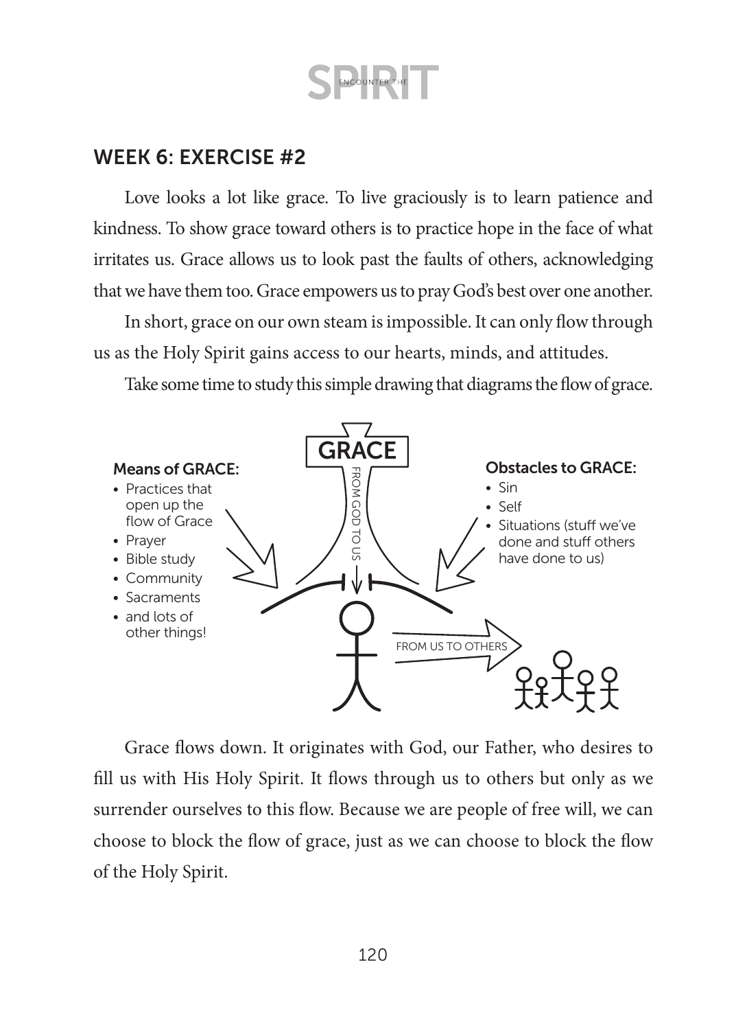## WEEK 6: EXERCISE #2

Love looks a lot like grace. To live graciously is to learn patience and kindness. To show grace toward others is to practice hope in the face of what irritates us. Grace allows us to look past the faults of others, acknowledging that we have them too. Grace empowers us to pray God's best over one another.

In short, grace on our own steam is impossible. It can only flow through us as the Holy Spirit gains access to our hearts, minds, and attitudes.

Take some time to study this simple drawing that diagrams the flow of grace.

GRACE

FROM GOD TO US

**Means of GRACE:**

- Practices that open up the flow of Grace
- Prayer
- Bible study
- Community
- Sacraments
- and lots of other things!

**Obstacles to GRACE:**

- Sin
- Self
- Situations (stuff we've done and stuff others have done to us)

FROM US TO OTHERS

Grace flows down. It originates with God, our Father, who desires to fill us with His Holy Spirit. It flows through us to others but only as we surrender ourselves to this flow. Because we are people of free will, we can choose to block the flow of grace, just as we can choose to block the flow of the Holy Spirit.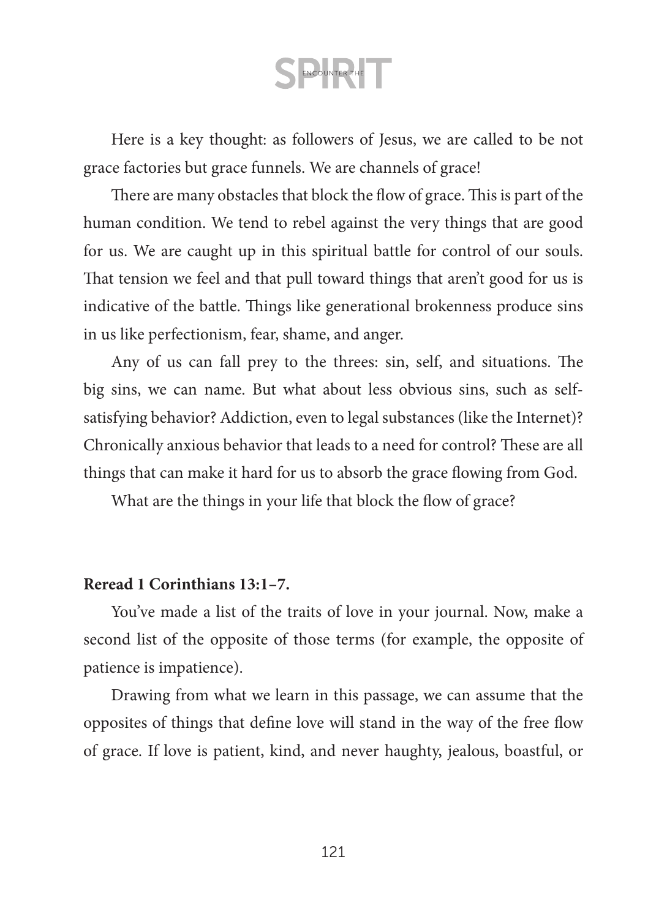Here is a key thought: as followers of Jesus, we are called to be not grace factories but grace funnels. We are channels of grace!

There are many obstacles that block the flow of grace. This is part of the human condition. We tend to rebel against the very things that are good for us. We are caught up in this spiritual battle for control of our souls. That tension we feel and that pull toward things that aren't good for us is indicative of the battle. Things like generational brokenness produce sins in us like perfectionism, fear, shame, and anger.

Any of us can fall prey to the threes: sin, self, and situations. The big sins, we can name. But what about less obvious sins, such as self-satisfying behavior? Addiction, even to legal substances (like the Internet)? Chronically anxious behavior that leads to a need for control? These are all things that can make it hard for us to absorb the grace flowing from God.

What are the things in your life that block the flow of grace?

**Reread 1 Corinthians 13:1–7.**

You've made a list of the traits of love in your journal. Now, make a second list of the opposite of those terms (for example, the opposite of patience is impatience).

Drawing from what we learn in this passage, we can assume that the opposites of things that define love will stand in the way of the free flow of grace. If love is patient, kind, and never haughty, jealous, boastful, or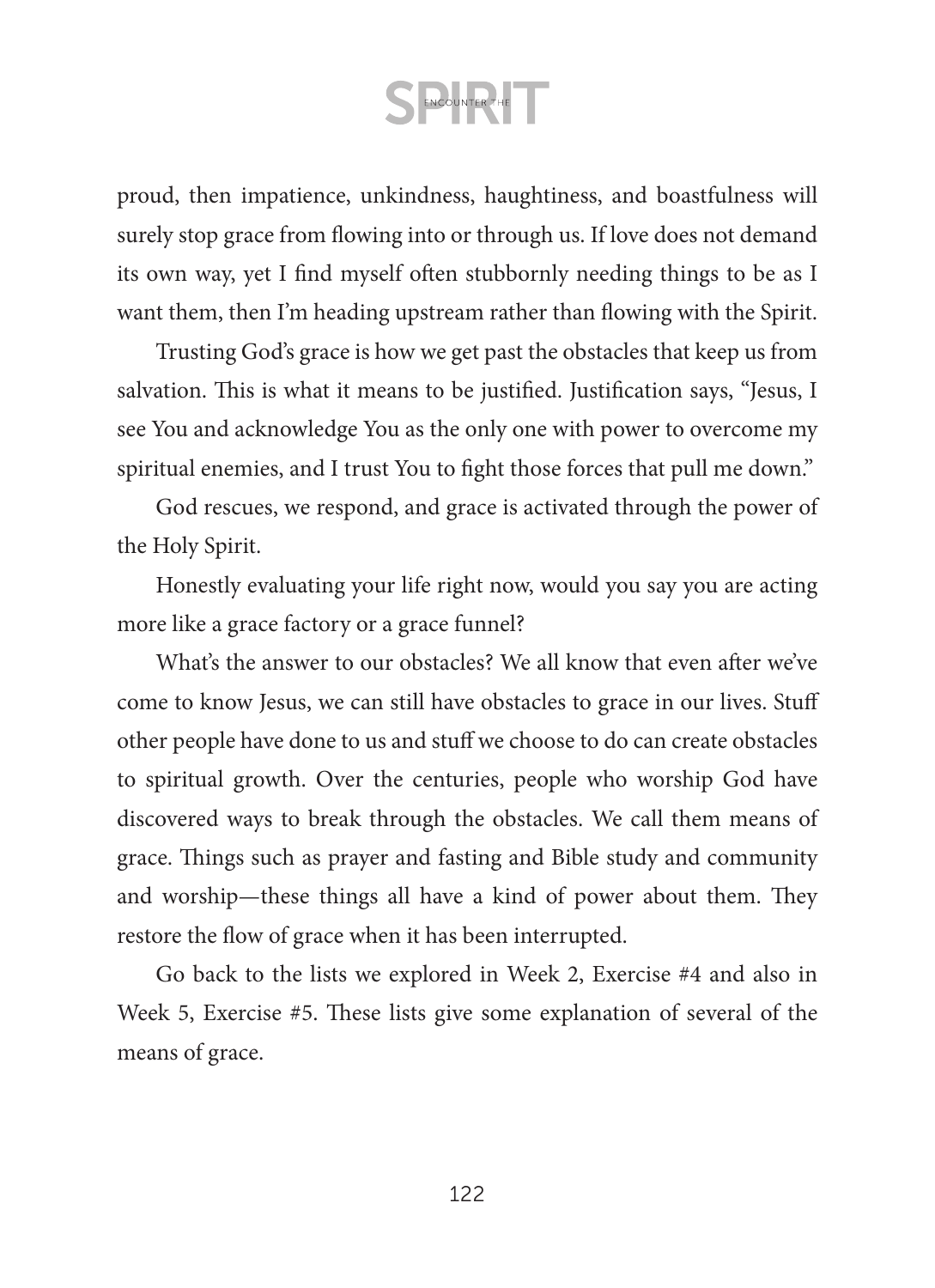proud, then impatience, unkindness, haughtiness, and boastfulness will surely stop grace from flowing into or through us. If love does not demand its own way, yet I find myself often stubbornly needing things to be as I want them, then I'm heading upstream rather than flowing with the Spirit.

Trusting God's grace is how we get past the obstacles that keep us from salvation. This is what it means to be justified. Justification says, "Jesus, I see You and acknowledge You as the only one with power to overcome my spiritual enemies, and I trust You to fight those forces that pull me down."

God rescues, we respond, and grace is activated through the power of the Holy Spirit.

Honestly evaluating your life right now, would you say you are acting more like a grace factory or a grace funnel?

What's the answer to our obstacles? We all know that even after we've come to know Jesus, we can still have obstacles to grace in our lives. Stuff other people have done to us and stuff we choose to do can create obstacles to spiritual growth. Over the centuries, people who worship God have discovered ways to break through the obstacles. We call them means of grace. Things such as prayer and fasting and Bible study and community and worship—these things all have a kind of power about them. They restore the flow of grace when it has been interrupted.

Go back to the lists we explored in Week 2, Exercise #4 and also in Week 5, Exercise #5. These lists give some explanation of several of the means of grace.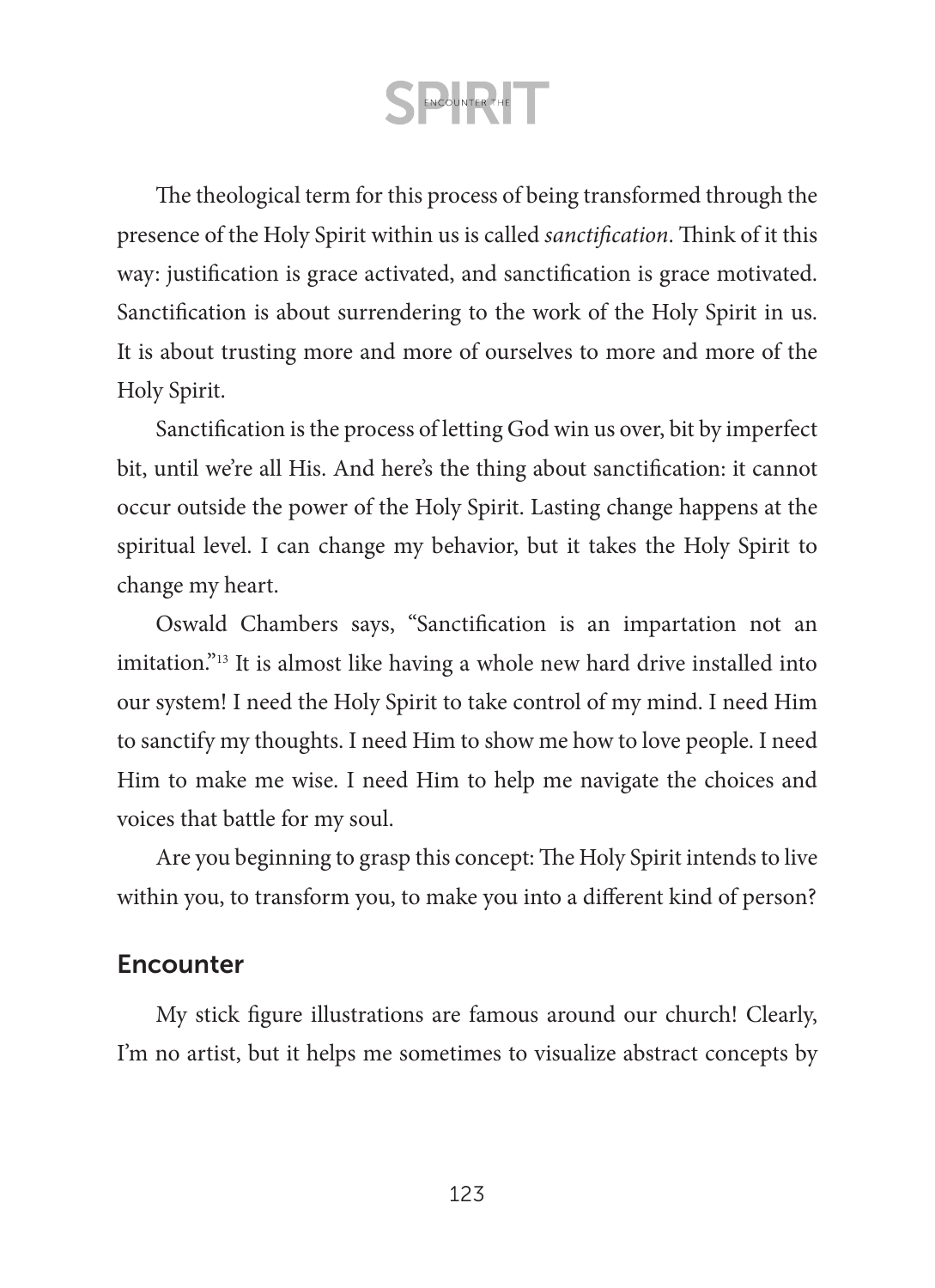The theological term for this process of being transformed through the presence of the Holy Spirit within us is called *sanctification*. Think of it this way: justification is grace activated, and sanctification is grace motivated. Sanctification is about surrendering to the work of the Holy Spirit in us. It is about trusting more and more of ourselves to more and more of the Holy Spirit.

Sanctification is the process of letting God win us over, bit by imperfect bit, until we're all His. And here's the thing about sanctification: it cannot occur outside the power of the Holy Spirit. Lasting change happens at the spiritual level. I can change my behavior, but it takes the Holy Spirit to change my heart.

Oswald Chambers says, "Sanctification is an impartation not an imitation."[13] It is almost like having a whole new hard drive installed into our system! I need the Holy Spirit to take control of my mind. I need Him to sanctify my thoughts. I need Him to show me how to love people. I need Him to make me wise. I need Him to help me navigate the choices and voices that battle for my soul.

Are you beginning to grasp this concept: The Holy Spirit intends to live within you, to transform you, to make you into a different kind of person?

## Encounter

My stick figure illustrations are famous around our church! Clearly, I'm no artist, but it helps me sometimes to visualize abstract concepts by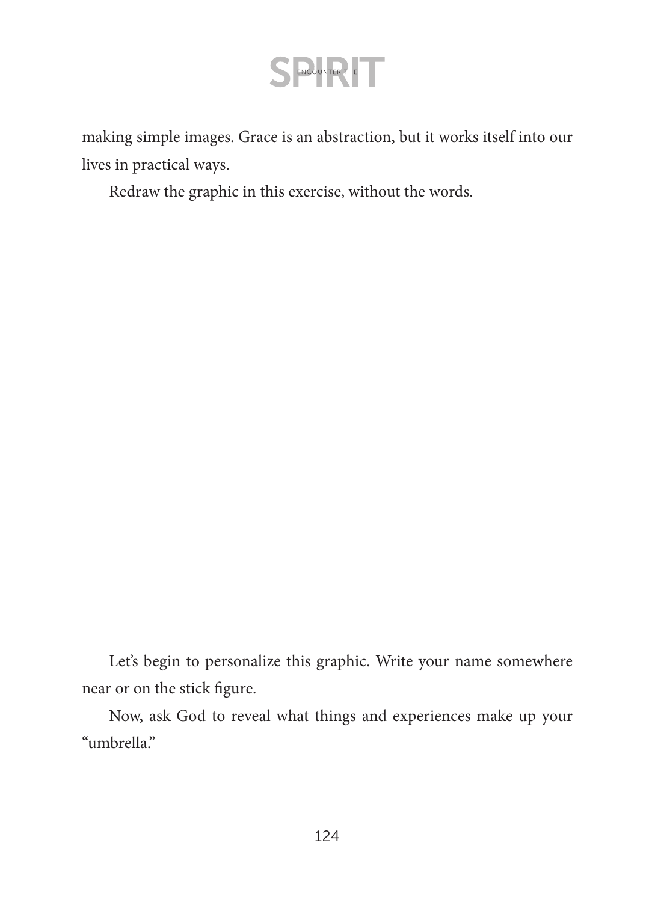making simple images. Grace is an abstraction, but it works itself into our lives in practical ways.

Redraw the graphic in this exercise, without the words.

Let's begin to personalize this graphic. Write your name somewhere near or on the stick figure.

Now, ask God to reveal what things and experiences make up your "umbrella."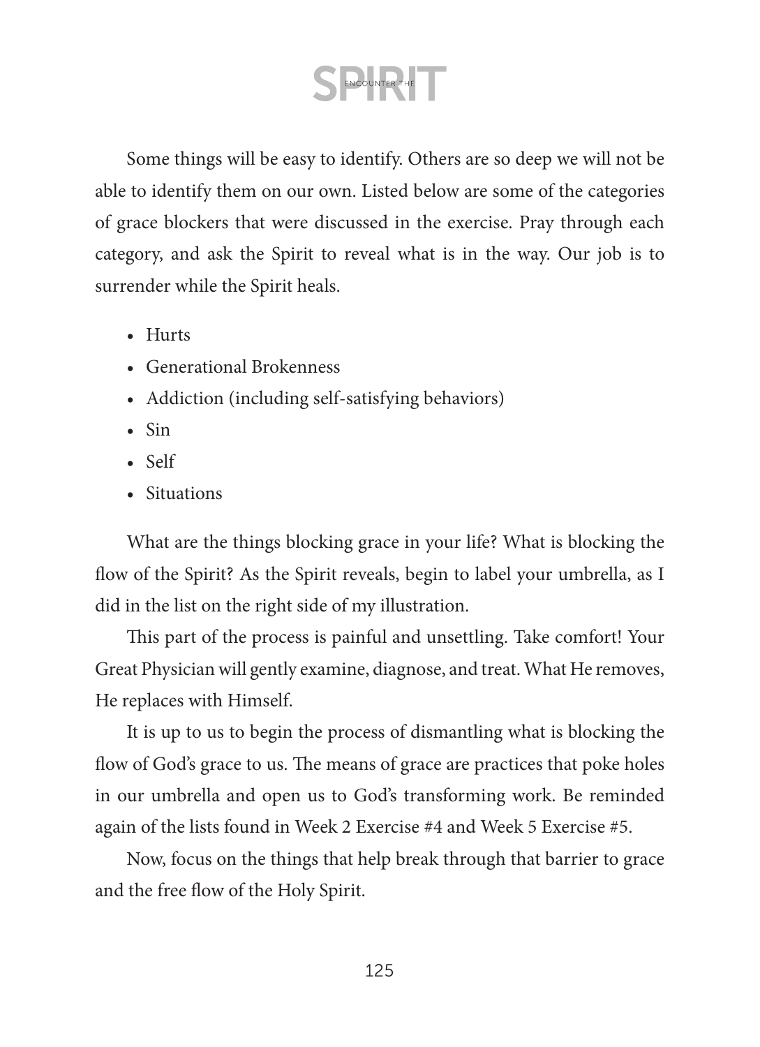Some things will be easy to identify. Others are so deep we will not be able to identify them on our own. Listed below are some of the categories of grace blockers that were discussed in the exercise. Pray through each category, and ask the Spirit to reveal what is in the way. Our job is to surrender while the Spirit heals.

- Hurts
- Generational Brokenness
- Addiction (including self-satisfying behaviors)
- Sin
- Self
- Situations

What are the things blocking grace in your life? What is blocking the flow of the Spirit? As the Spirit reveals, begin to label your umbrella, as I did in the list on the right side of my illustration.

This part of the process is painful and unsettling. Take comfort! Your Great Physician will gently examine, diagnose, and treat. What He removes, He replaces with Himself.

It is up to us to begin the process of dismantling what is blocking the flow of God's grace to us. The means of grace are practices that poke holes in our umbrella and open us to God's transforming work. Be reminded again of the lists found in Week 2 Exercise #4 and Week 5 Exercise #5.

Now, focus on the things that help break through that barrier to grace and the free flow of the Holy Spirit.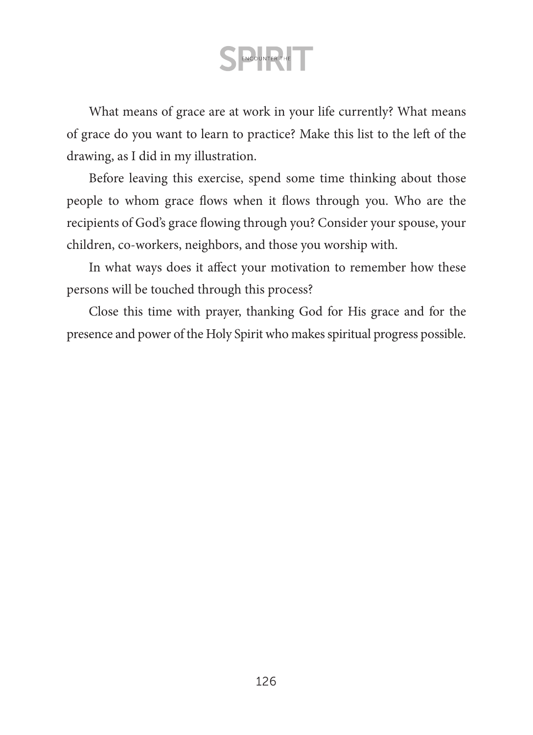What means of grace are at work in your life currently? What means of grace do you want to learn to practice? Make this list to the left of the drawing, as I did in my illustration.

Before leaving this exercise, spend some time thinking about those people to whom grace flows when it flows through you. Who are the recipients of God's grace flowing through you? Consider your spouse, your children, co-workers, neighbors, and those you worship with.

In what ways does it affect your motivation to remember how these persons will be touched through this process?

Close this time with prayer, thanking God for His grace and for the presence and power of the Holy Spirit who makes spiritual progress possible.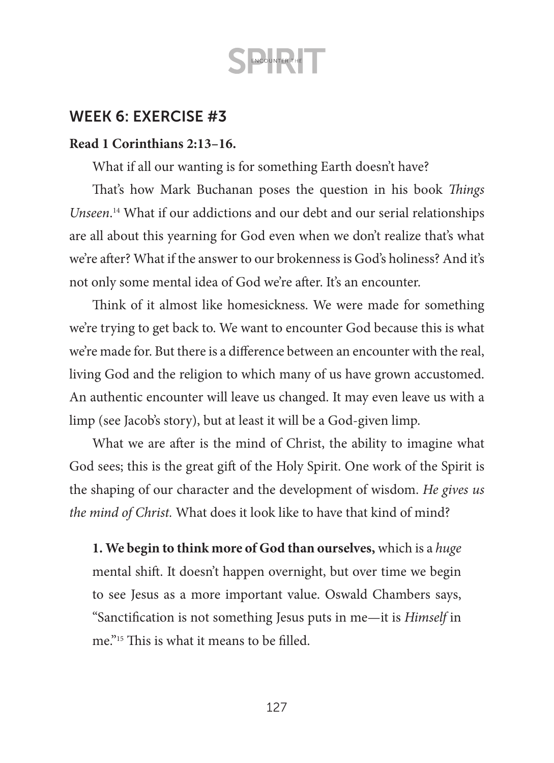## WEEK 6: EXERCISE #3

**Read 1 Corinthians 2:13–16.**

What if all our wanting is for something Earth doesn't have?

That's how Mark Buchanan poses the question in his book *Things Unseen*.[14] What if our addictions and our debt and our serial relationships are all about this yearning for God even when we don't realize that's what we're after? What if the answer to our brokenness is God's holiness? And it's not only some mental idea of God we're after. It's an encounter.

Think of it almost like homesickness. We were made for something we're trying to get back to. We want to encounter God because this is what we're made for. But there is a difference between an encounter with the real, living God and the religion to which many of us have grown accustomed. An authentic encounter will leave us changed. It may even leave us with a limp (see Jacob's story), but at least it will be a God-given limp.

What we are after is the mind of Christ, the ability to imagine what God sees; this is the great gift of the Holy Spirit. One work of the Spirit is the shaping of our character and the development of wisdom. *He gives us the mind of Christ.* What does it look like to have that kind of mind?

**1. We begin to think more of God than ourselves,** which is a *huge* mental shift. It doesn't happen overnight, but over time we begin to see Jesus as a more important value. Oswald Chambers says, "Sanctification is not something Jesus puts in me—it is *Himself* in me."[15] This is what it means to be filled.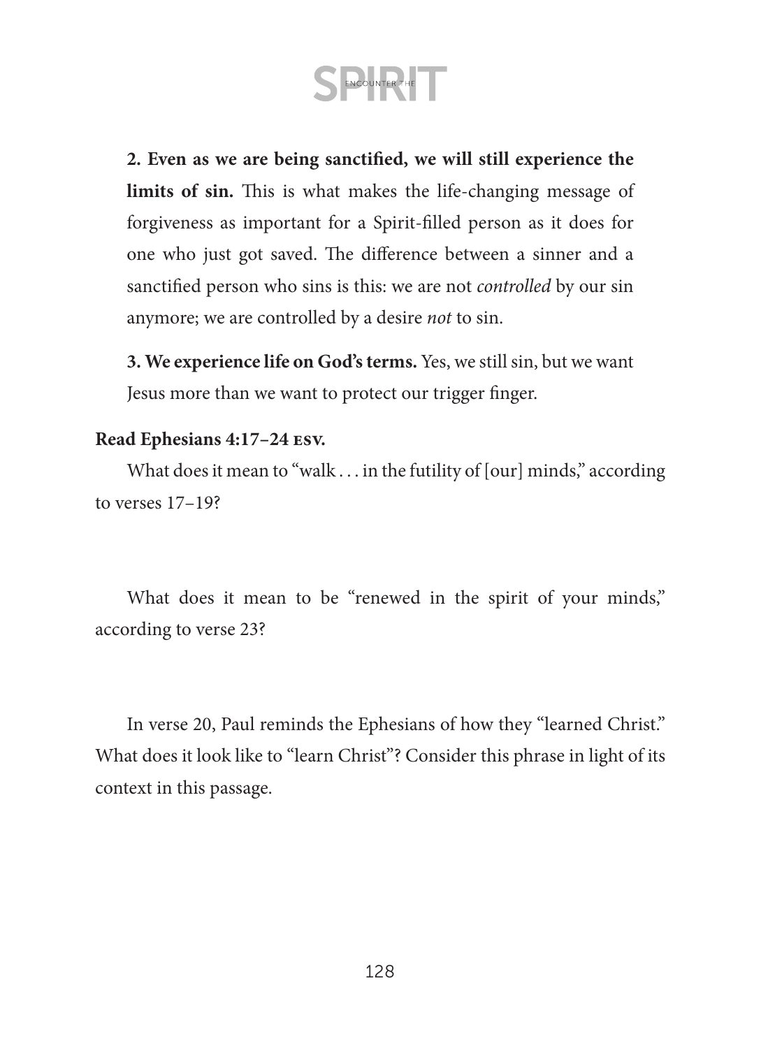**2. Even as we are being sanctified, we will still experience the limits of sin.** This is what makes the life-changing message of forgiveness as important for a Spirit-filled person as it does for one who just got saved. The difference between a sinner and a sanctified person who sins is this: we are not *controlled* by our sin anymore; we are controlled by a desire *not* to sin.

**3. We experience life on God's terms.** Yes, we still sin, but we want Jesus more than we want to protect our trigger finger.

**Read Ephesians 4:17–24 ESV.**

What does it mean to "walk . . . in the futility of [our] minds," according to verses 17–19?

What does it mean to be "renewed in the spirit of your minds," according to verse 23?

In verse 20, Paul reminds the Ephesians of how they "learned Christ." What does it look like to "learn Christ"? Consider this phrase in light of its context in this passage.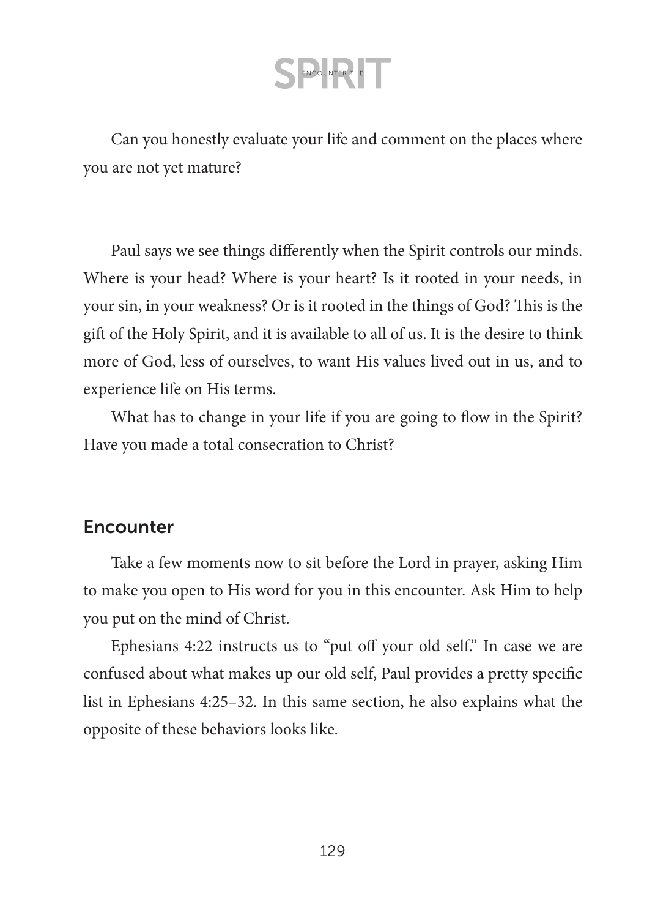Can you honestly evaluate your life and comment on the places where you are not yet mature?

Paul says we see things differently when the Spirit controls our minds. Where is your head? Where is your heart? Is it rooted in your needs, in your sin, in your weakness? Or is it rooted in the things of God? This is the gift of the Holy Spirit, and it is available to all of us. It is the desire to think more of God, less of ourselves, to want His values lived out in us, and to experience life on His terms.

What has to change in your life if you are going to flow in the Spirit? Have you made a total consecration to Christ?

## Encounter

Take a few moments now to sit before the Lord in prayer, asking Him to make you open to His word for you in this encounter. Ask Him to help you put on the mind of Christ.

Ephesians 4:22 instructs us to "put off your old self." In case we are confused about what makes up our old self, Paul provides a pretty specific list in Ephesians 4:25–32. In this same section, he also explains what the opposite of these behaviors looks like.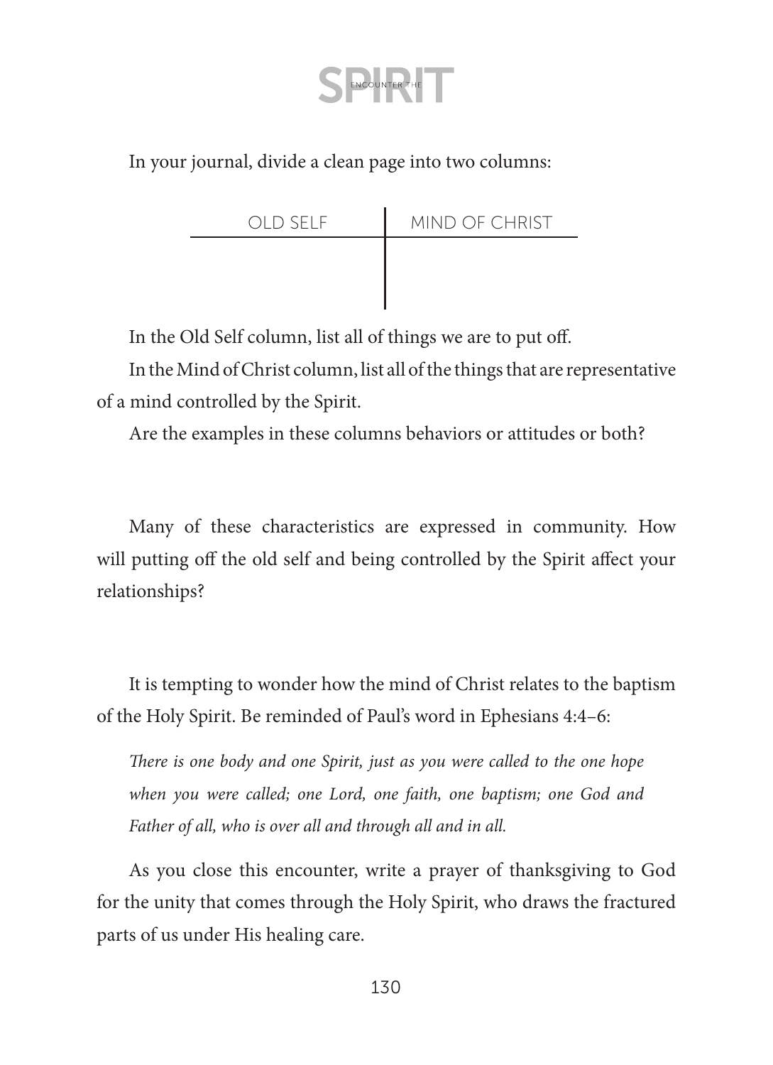In your journal, divide a clean page into two columns:

| OLD SELF | MIND OF CHRIST |
| --- | --- |
| | |

In the Old Self column, list all of things we are to put off.

In the Mind of Christ column, list all of the things that are representative of a mind controlled by the Spirit.

Are the examples in these columns behaviors or attitudes or both?

Many of these characteristics are expressed in community. How will putting off the old self and being controlled by the Spirit affect your relationships?

It is tempting to wonder how the mind of Christ relates to the baptism of the Holy Spirit. Be reminded of Paul's word in Ephesians 4:4–6:

> *There is one body and one Spirit, just as you were called to the one hope when you were called; one Lord, one faith, one baptism; one God and Father of all, who is over all and through all and in all.*

As you close this encounter, write a prayer of thanksgiving to God for the unity that comes through the Holy Spirit, who draws the fractured parts of us under His healing care.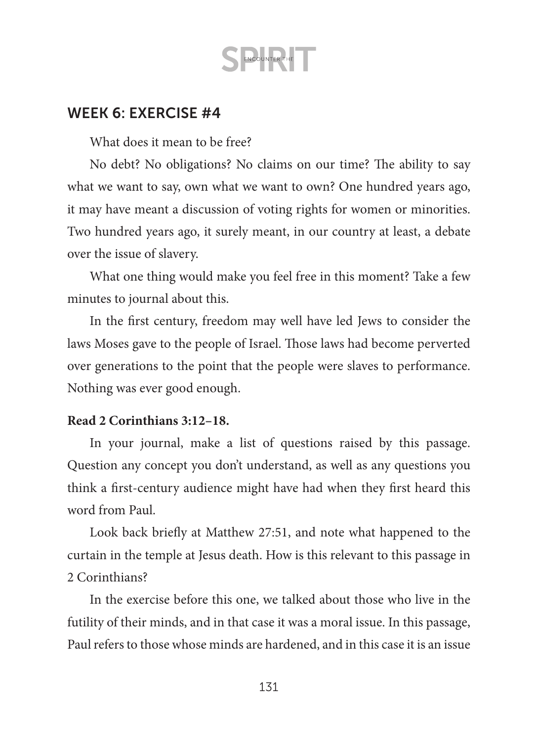## WEEK 6: EXERCISE #4

What does it mean to be free?

No debt? No obligations? No claims on our time? The ability to say what we want to say, own what we want to own? One hundred years ago, it may have meant a discussion of voting rights for women or minorities. Two hundred years ago, it surely meant, in our country at least, a debate over the issue of slavery.

What one thing would make you feel free in this moment? Take a few minutes to journal about this.

In the first century, freedom may well have led Jews to consider the laws Moses gave to the people of Israel. Those laws had become perverted over generations to the point that the people were slaves to performance. Nothing was ever good enough.

**Read 2 Corinthians 3:12–18.**

In your journal, make a list of questions raised by this passage. Question any concept you don't understand, as well as any questions you think a first-century audience might have had when they first heard this word from Paul.

Look back briefly at Matthew 27:51, and note what happened to the curtain in the temple at Jesus death. How is this relevant to this passage in 2 Corinthians?

In the exercise before this one, we talked about those who live in the futility of their minds, and in that case it was a moral issue. In this passage, Paul refers to those whose minds are hardened, and in this case it is an issue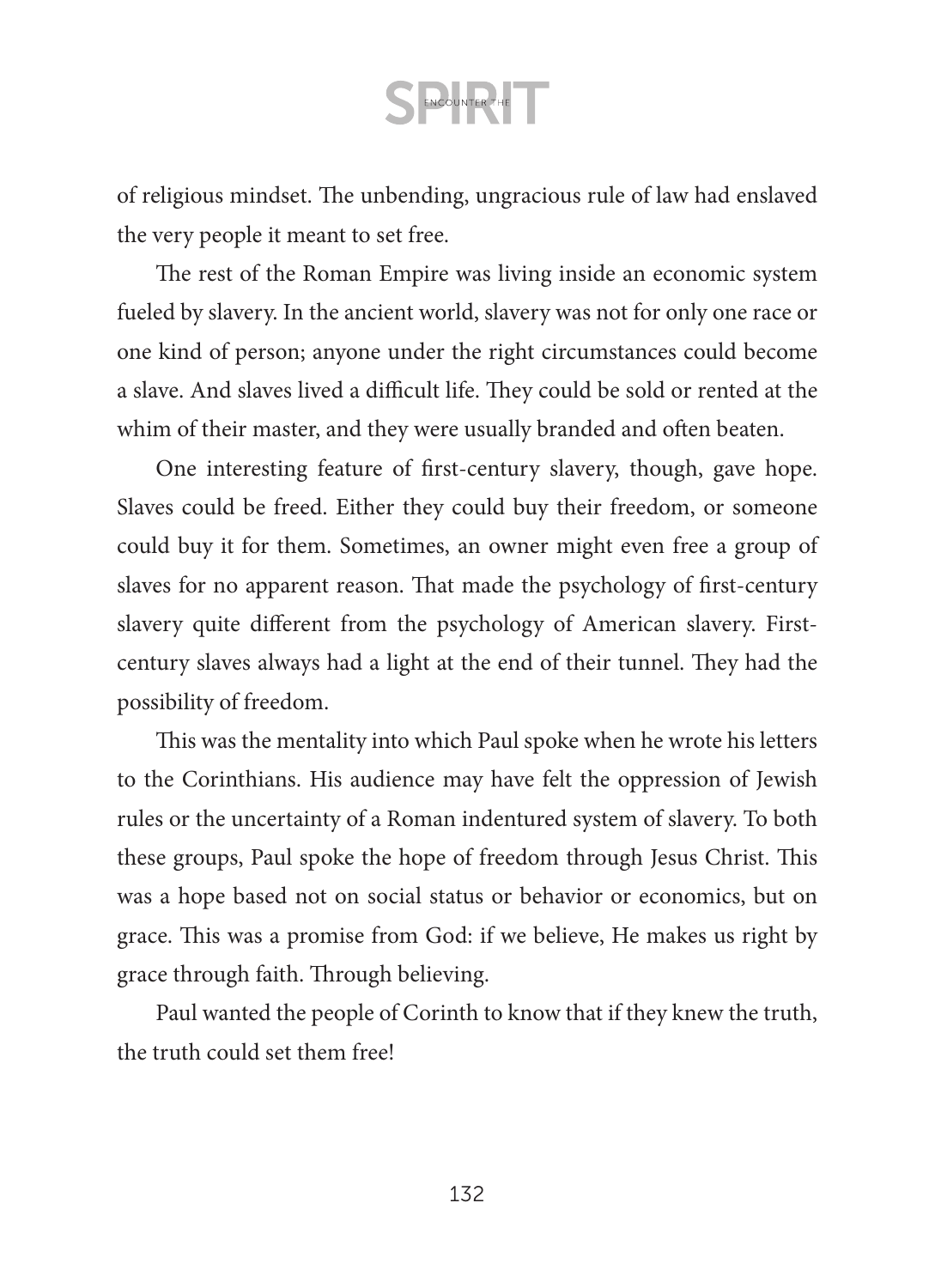of religious mindset. The unbending, ungracious rule of law had enslaved the very people it meant to set free.

The rest of the Roman Empire was living inside an economic system fueled by slavery. In the ancient world, slavery was not for only one race or one kind of person; anyone under the right circumstances could become a slave. And slaves lived a difficult life. They could be sold or rented at the whim of their master, and they were usually branded and often beaten.

One interesting feature of first-century slavery, though, gave hope. Slaves could be freed. Either they could buy their freedom, or someone could buy it for them. Sometimes, an owner might even free a group of slaves for no apparent reason. That made the psychology of first-century slavery quite different from the psychology of American slavery. First-century slaves always had a light at the end of their tunnel. They had the possibility of freedom.

This was the mentality into which Paul spoke when he wrote his letters to the Corinthians. His audience may have felt the oppression of Jewish rules or the uncertainty of a Roman indentured system of slavery. To both these groups, Paul spoke the hope of freedom through Jesus Christ. This was a hope based not on social status or behavior or economics, but on grace. This was a promise from God: if we believe, He makes us right by grace through faith. Through believing.

Paul wanted the people of Corinth to know that if they knew the truth, the truth could set them free!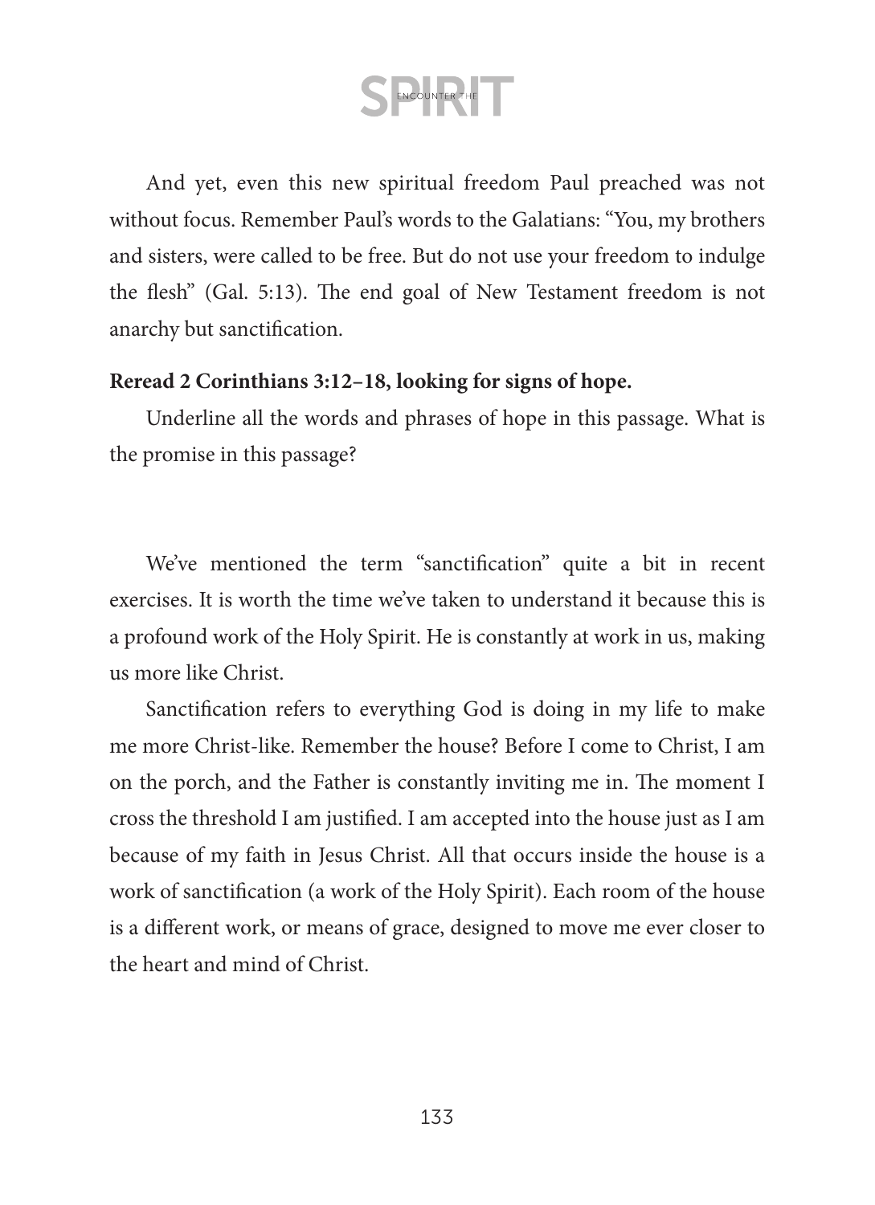And yet, even this new spiritual freedom Paul preached was not without focus. Remember Paul's words to the Galatians: "You, my brothers and sisters, were called to be free. But do not use your freedom to indulge the flesh" (Gal. 5:13). The end goal of New Testament freedom is not anarchy but sanctification.

**Reread 2 Corinthians 3:12–18, looking for signs of hope.**

Underline all the words and phrases of hope in this passage. What is the promise in this passage?

We've mentioned the term "sanctification" quite a bit in recent exercises. It is worth the time we've taken to understand it because this is a profound work of the Holy Spirit. He is constantly at work in us, making us more like Christ.

Sanctification refers to everything God is doing in my life to make me more Christ-like. Remember the house? Before I come to Christ, I am on the porch, and the Father is constantly inviting me in. The moment I cross the threshold I am justified. I am accepted into the house just as I am because of my faith in Jesus Christ. All that occurs inside the house is a work of sanctification (a work of the Holy Spirit). Each room of the house is a different work, or means of grace, designed to move me ever closer to the heart and mind of Christ.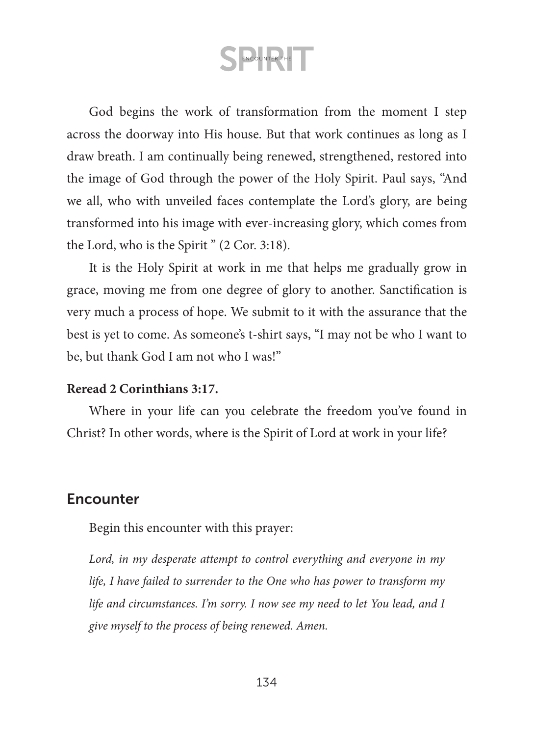God begins the work of transformation from the moment I step across the doorway into His house. But that work continues as long as I draw breath. I am continually being renewed, strengthened, restored into the image of God through the power of the Holy Spirit. Paul says, "And we all, who with unveiled faces contemplate the Lord's glory, are being transformed into his image with ever-increasing glory, which comes from the Lord, who is the Spirit " (2 Cor. 3:18).

It is the Holy Spirit at work in me that helps me gradually grow in grace, moving me from one degree of glory to another. Sanctification is very much a process of hope. We submit to it with the assurance that the best is yet to come. As someone's t-shirt says, "I may not be who I want to be, but thank God I am not who I was!"

**Reread 2 Corinthians 3:17.**

Where in your life can you celebrate the freedom you've found in Christ? In other words, where is the Spirit of Lord at work in your life?

## Encounter

Begin this encounter with this prayer:

*Lord, in my desperate attempt to control everything and everyone in my life, I have failed to surrender to the One who has power to transform my life and circumstances. I'm sorry. I now see my need to let You lead, and I give myself to the process of being renewed. Amen.*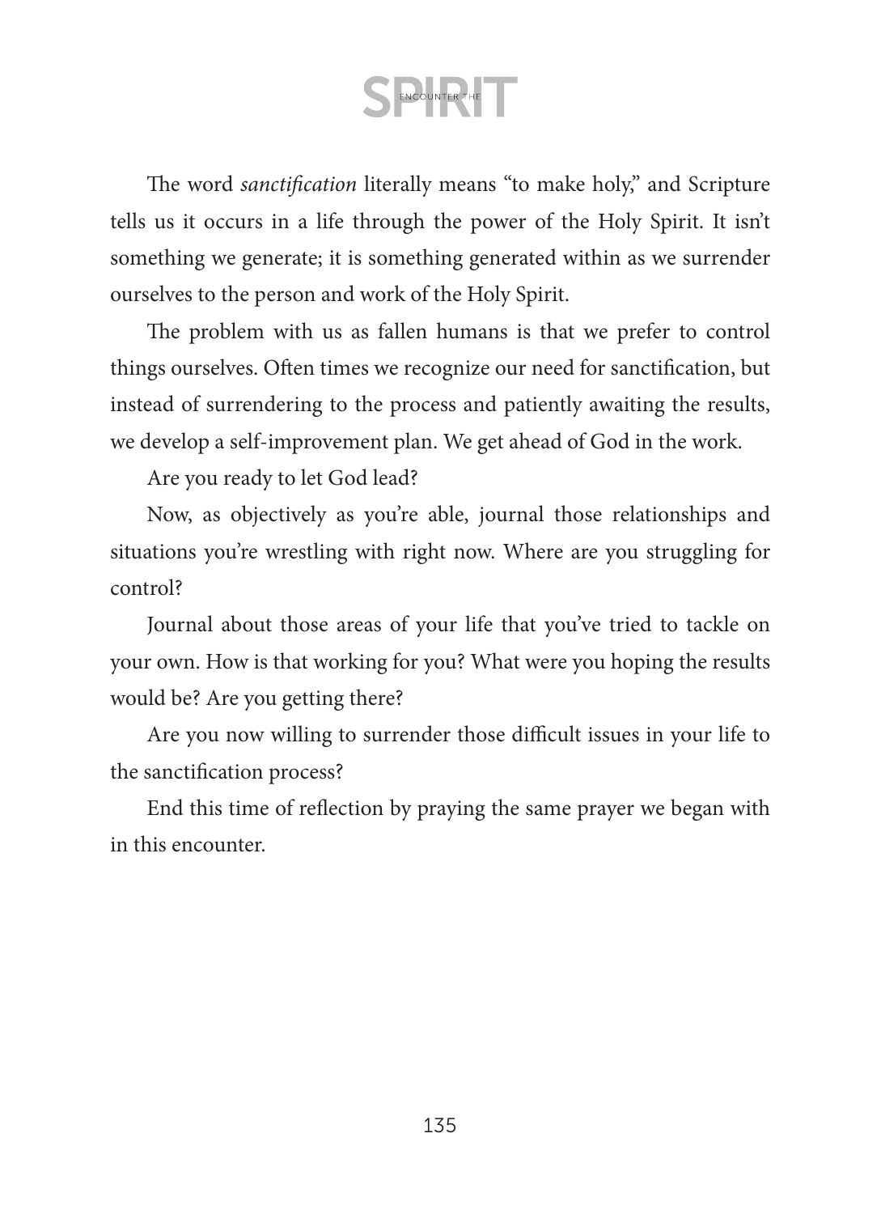The word *sanctification* literally means "to make holy," and Scripture tells us it occurs in a life through the power of the Holy Spirit. It isn't something we generate; it is something generated within as we surrender ourselves to the person and work of the Holy Spirit.

The problem with us as fallen humans is that we prefer to control things ourselves. Often times we recognize our need for sanctification, but instead of surrendering to the process and patiently awaiting the results, we develop a self-improvement plan. We get ahead of God in the work.

Are you ready to let God lead?

Now, as objectively as you're able, journal those relationships and situations you're wrestling with right now. Where are you struggling for control?

Journal about those areas of your life that you've tried to tackle on your own. How is that working for you? What were you hoping the results would be? Are you getting there?

Are you now willing to surrender those difficult issues in your life to the sanctification process?

End this time of reflection by praying the same prayer we began with in this encounter.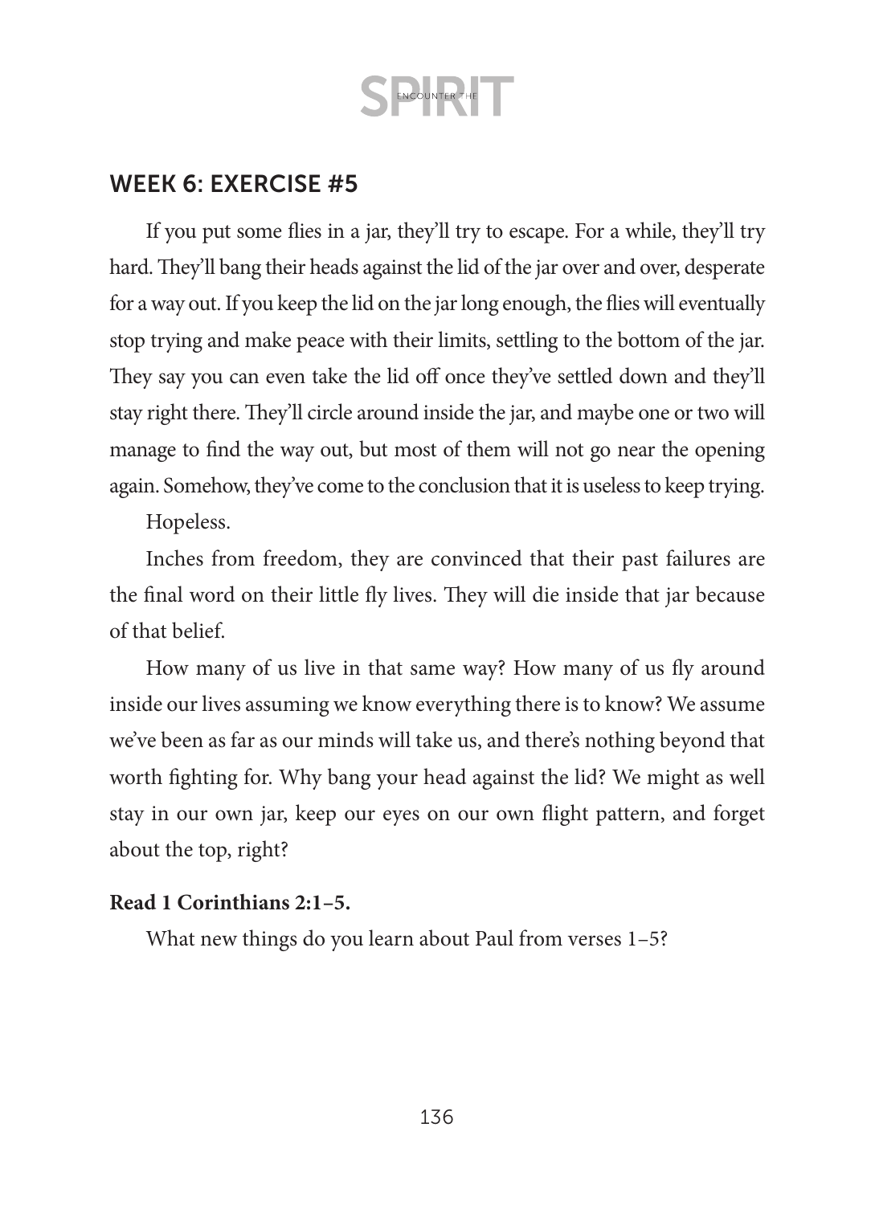## WEEK 6: EXERCISE #5

If you put some flies in a jar, they'll try to escape. For a while, they'll try hard. They'll bang their heads against the lid of the jar over and over, desperate for a way out. If you keep the lid on the jar long enough, the flies will eventually stop trying and make peace with their limits, settling to the bottom of the jar. They say you can even take the lid off once they've settled down and they'll stay right there. They'll circle around inside the jar, and maybe one or two will manage to find the way out, but most of them will not go near the opening again. Somehow, they've come to the conclusion that it is useless to keep trying.

Hopeless.

Inches from freedom, they are convinced that their past failures are the final word on their little fly lives. They will die inside that jar because of that belief.

How many of us live in that same way? How many of us fly around inside our lives assuming we know everything there is to know? We assume we've been as far as our minds will take us, and there's nothing beyond that worth fighting for. Why bang your head against the lid? We might as well stay in our own jar, keep our eyes on our own flight pattern, and forget about the top, right?

**Read 1 Corinthians 2:1–5.**

What new things do you learn about Paul from verses 1–5?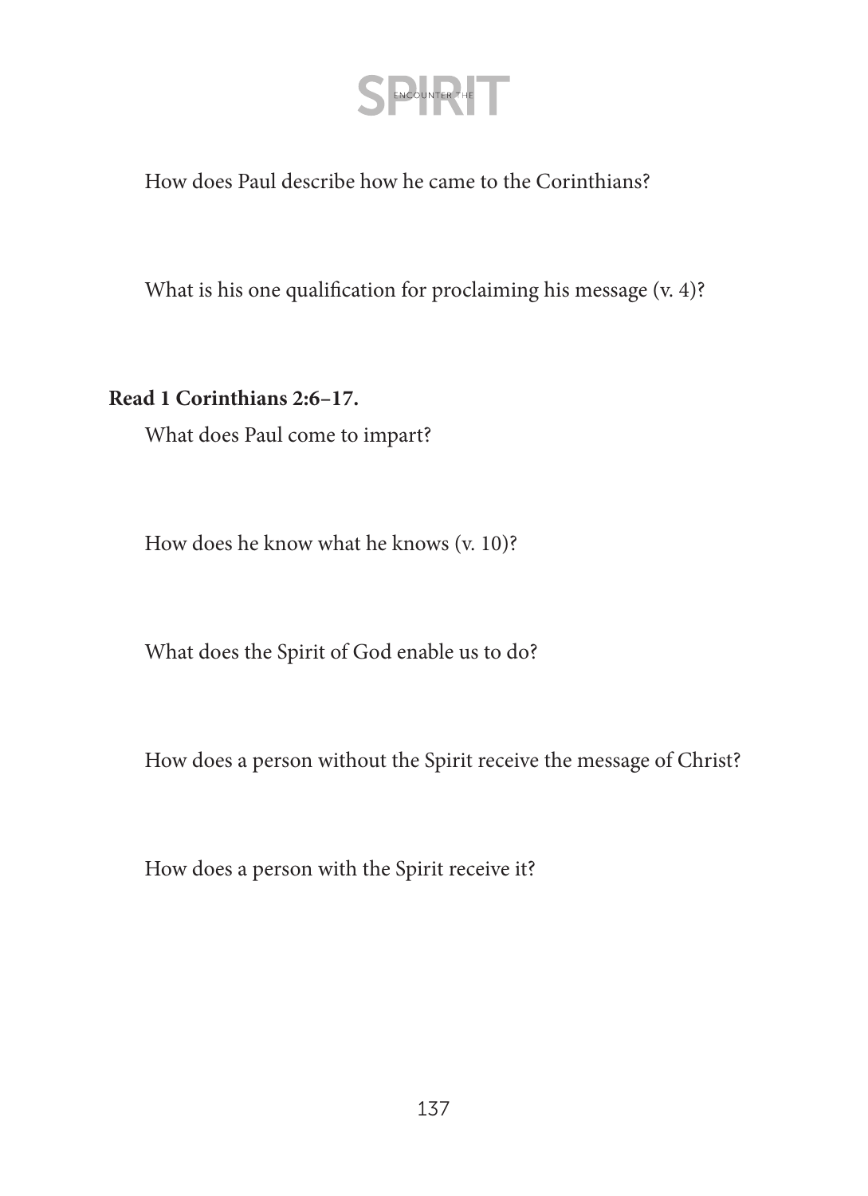How does Paul describe how he came to the Corinthians?

What is his one qualification for proclaiming his message (v. 4)?

**Read 1 Corinthians 2:6–17.**

What does Paul come to impart?

How does he know what he knows (v. 10)?

What does the Spirit of God enable us to do?

How does a person without the Spirit receive the message of Christ?

How does a person with the Spirit receive it?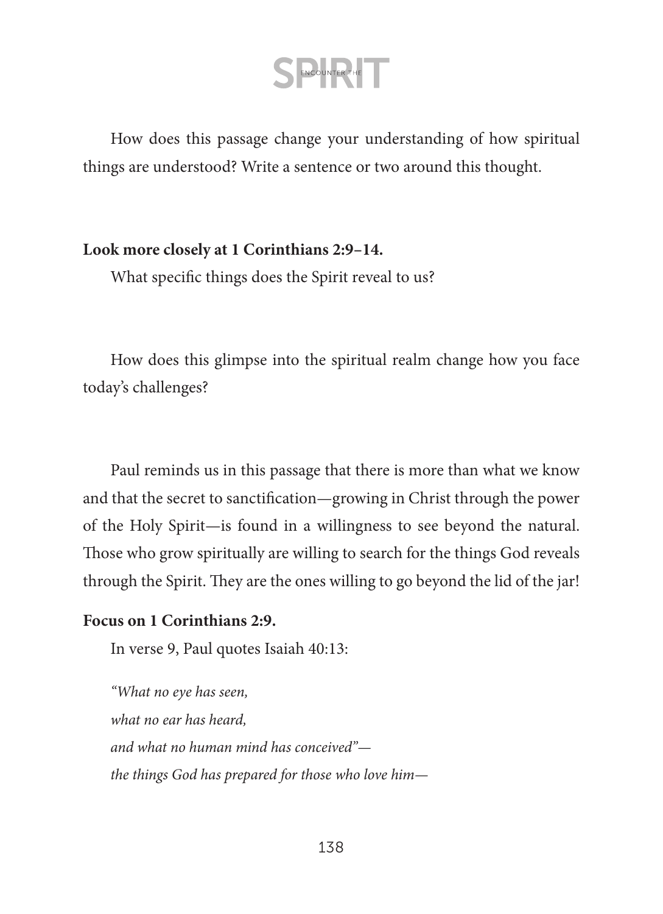How does this passage change your understanding of how spiritual things are understood? Write a sentence or two around this thought.

**Look more closely at 1 Corinthians 2:9–14.**

What specific things does the Spirit reveal to us?

How does this glimpse into the spiritual realm change how you face today's challenges?

Paul reminds us in this passage that there is more than what we know and that the secret to sanctification—growing in Christ through the power of the Holy Spirit—is found in a willingness to see beyond the natural. Those who grow spiritually are willing to search for the things God reveals through the Spirit. They are the ones willing to go beyond the lid of the jar!

**Focus on 1 Corinthians 2:9.**

In verse 9, Paul quotes Isaiah 40:13:

*"What no eye has seen,*
*what no ear has heard,*
*and what no human mind has conceived"—*
*the things God has prepared for those who love him—*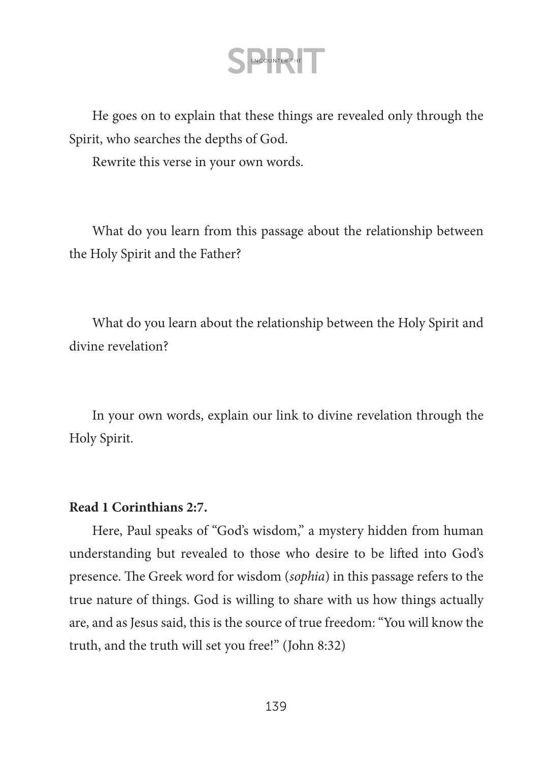He goes on to explain that these things are revealed only through the Spirit, who searches the depths of God.

Rewrite this verse in your own words.

What do you learn from this passage about the relationship between the Holy Spirit and the Father?

What do you learn about the relationship between the Holy Spirit and divine revelation?

In your own words, explain our link to divine revelation through the Holy Spirit.

**Read 1 Corinthians 2:7.**

Here, Paul speaks of "God's wisdom," a mystery hidden from human understanding but revealed to those who desire to be lifted into God's presence. The Greek word for wisdom (*sophia*) in this passage refers to the true nature of things. God is willing to share with us how things actually are, and as Jesus said, this is the source of true freedom: "You will know the truth, and the truth will set you free!" (John 8:32)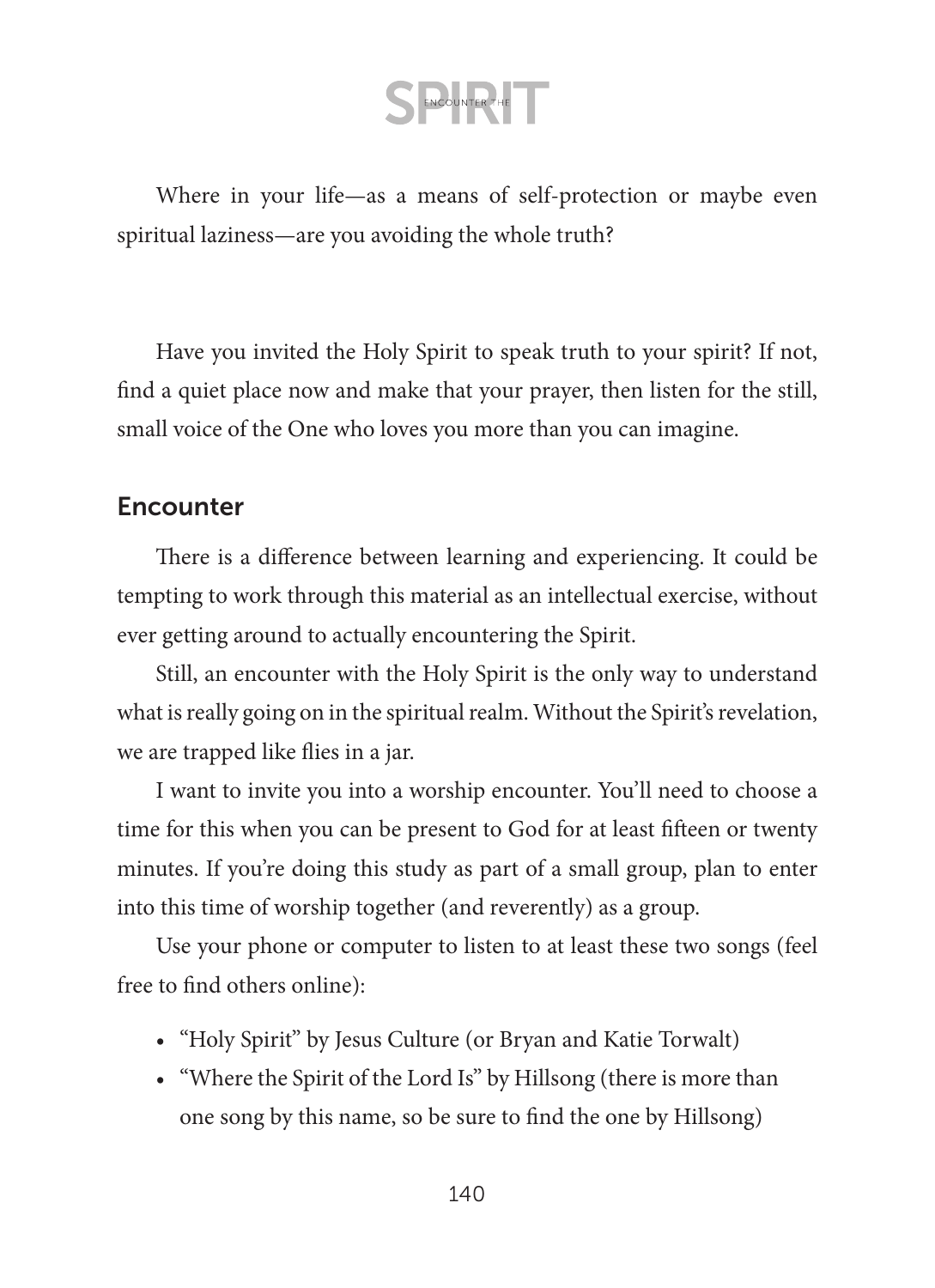Where in your life—as a means of self-protection or maybe even spiritual laziness—are you avoiding the whole truth?

Have you invited the Holy Spirit to speak truth to your spirit? If not, find a quiet place now and make that your prayer, then listen for the still, small voice of the One who loves you more than you can imagine.

## Encounter

There is a difference between learning and experiencing. It could be tempting to work through this material as an intellectual exercise, without ever getting around to actually encountering the Spirit.

Still, an encounter with the Holy Spirit is the only way to understand what is really going on in the spiritual realm. Without the Spirit's revelation, we are trapped like flies in a jar.

I want to invite you into a worship encounter. You'll need to choose a time for this when you can be present to God for at least fifteen or twenty minutes. If you're doing this study as part of a small group, plan to enter into this time of worship together (and reverently) as a group.

Use your phone or computer to listen to at least these two songs (feel free to find others online):

- "Holy Spirit" by Jesus Culture (or Bryan and Katie Torwalt)
- "Where the Spirit of the Lord Is" by Hillsong (there is more than one song by this name, so be sure to find the one by Hillsong)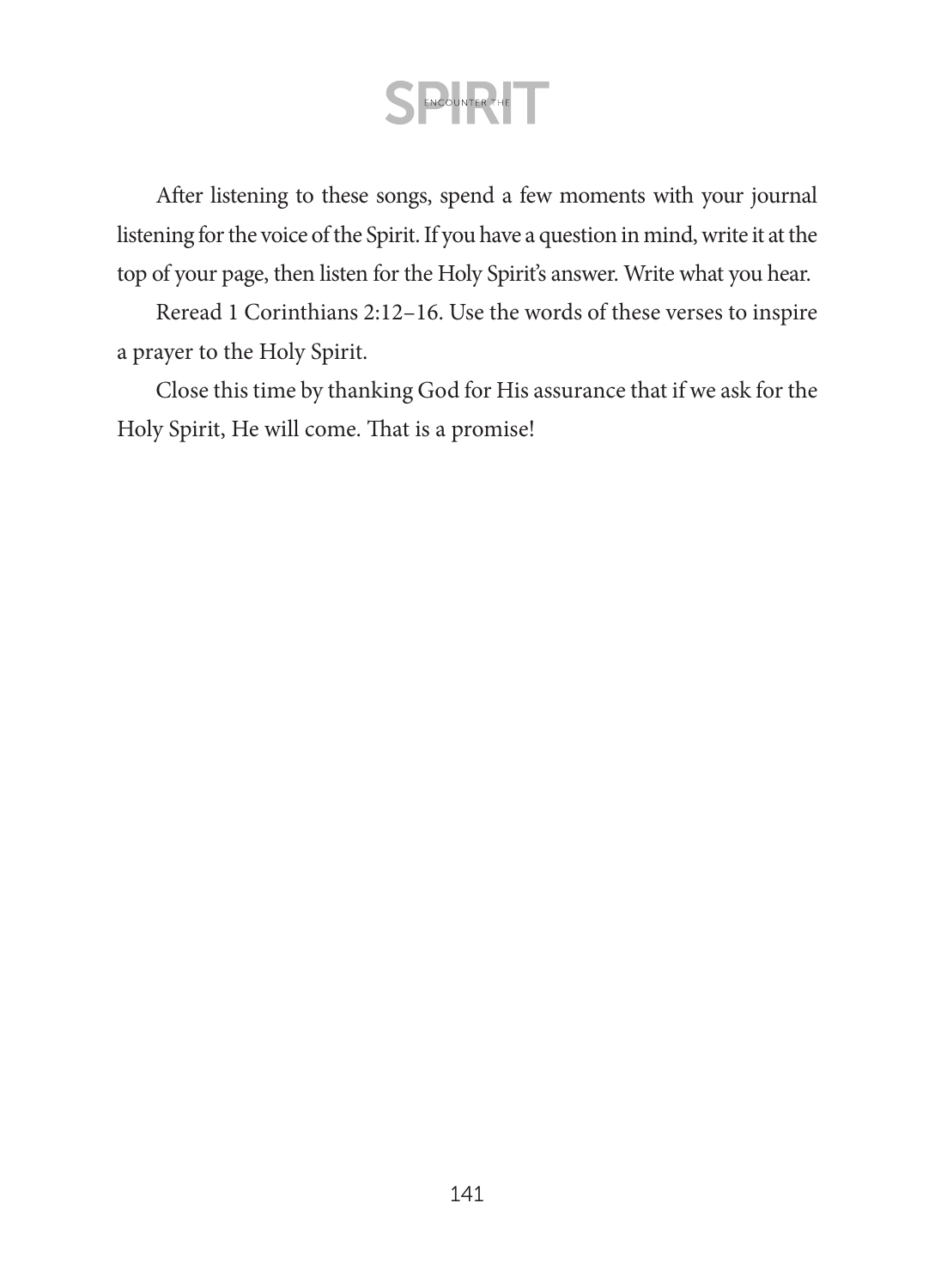After listening to these songs, spend a few moments with your journal listening for the voice of the Spirit. If you have a question in mind, write it at the top of your page, then listen for the Holy Spirit's answer. Write what you hear.

Reread 1 Corinthians 2:12–16. Use the words of these verses to inspire a prayer to the Holy Spirit.

Close this time by thanking God for His assurance that if we ask for the Holy Spirit, He will come. That is a promise!